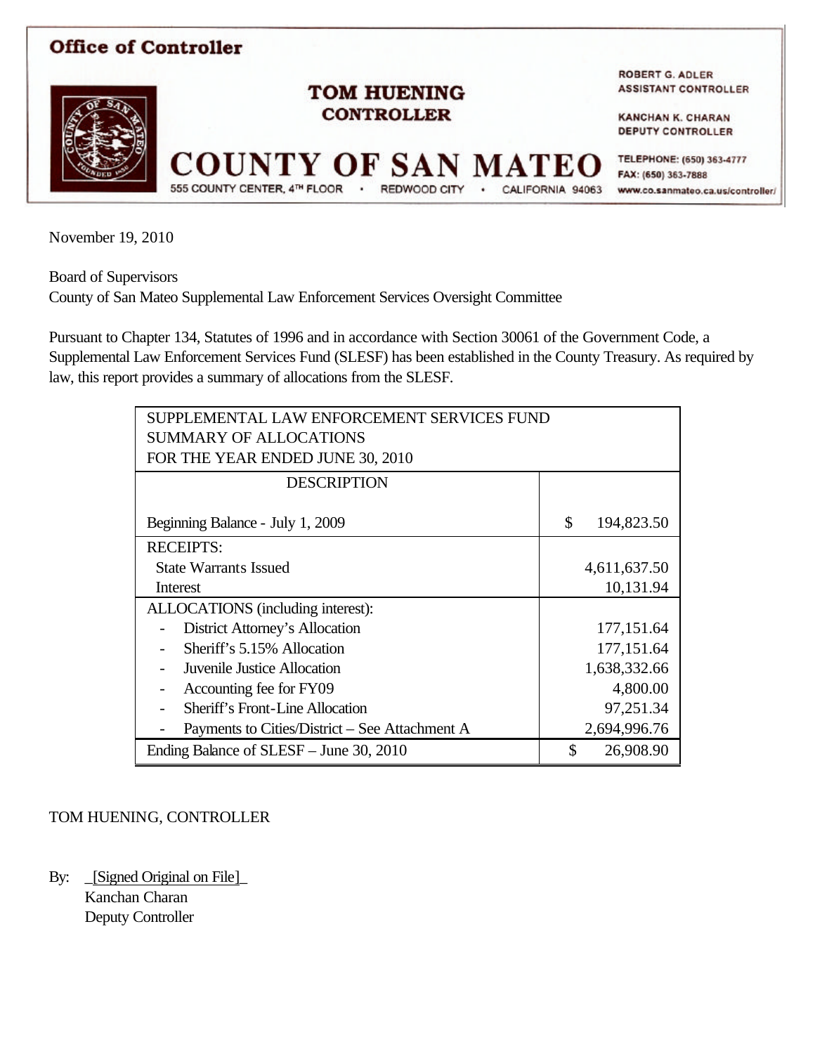**Office of Controller**

**TOM HUENING**
**CONTROLLER**

# COUNTY OF SAN MATEO

555 COUNTY CENTER, 4TH FLOOR • REDWOOD CITY • CALIFORNIA 94063

ROBERT G. ADLER
ASSISTANT CONTROLLER

KANCHAN K. CHARAN
DEPUTY CONTROLLER

TELEPHONE: (650) 363-4777
FAX: (650) 363-7888
www.co.sanmateo.ca.us/controller/

November 19, 2010

Board of Supervisors
County of San Mateo Supplemental Law Enforcement Services Oversight Committee

Pursuant to Chapter 134, Statutes of 1996 and in accordance with Section 30061 of the Government Code, a Supplemental Law Enforcement Services Fund (SLESF) has been established in the County Treasury. As required by law, this report provides a summary of allocations from the SLESF.

| SUPPLEMENTAL LAW ENFORCEMENT SERVICES FUND<br>SUMMARY OF ALLOCATIONS<br>FOR THE YEAR ENDED JUNE 30, 2010 | |
|---|---|
| DESCRIPTION | |
| Beginning Balance - July 1, 2009 | $ 194,823.50 |
| RECEIPTS: | |
| State Warrants Issued | 4,611,637.50 |
| Interest | 10,131.94 |
| ALLOCATIONS (including interest): | |
| - District Attorney's Allocation | 177,151.64 |
| - Sheriff's 5.15% Allocation | 177,151.64 |
| - Juvenile Justice Allocation | 1,638,332.66 |
| - Accounting fee for FY09 | 4,800.00 |
| - Sheriff's Front-Line Allocation | 97,251.34 |
| - Payments to Cities/District – See Attachment A | 2,694,996.76 |
| Ending Balance of SLESF – June 30, 2010 | $ 26,908.90 |

TOM HUENING, CONTROLLER

By: _[Signed Original on File]_
Kanchan Charan
Deputy Controller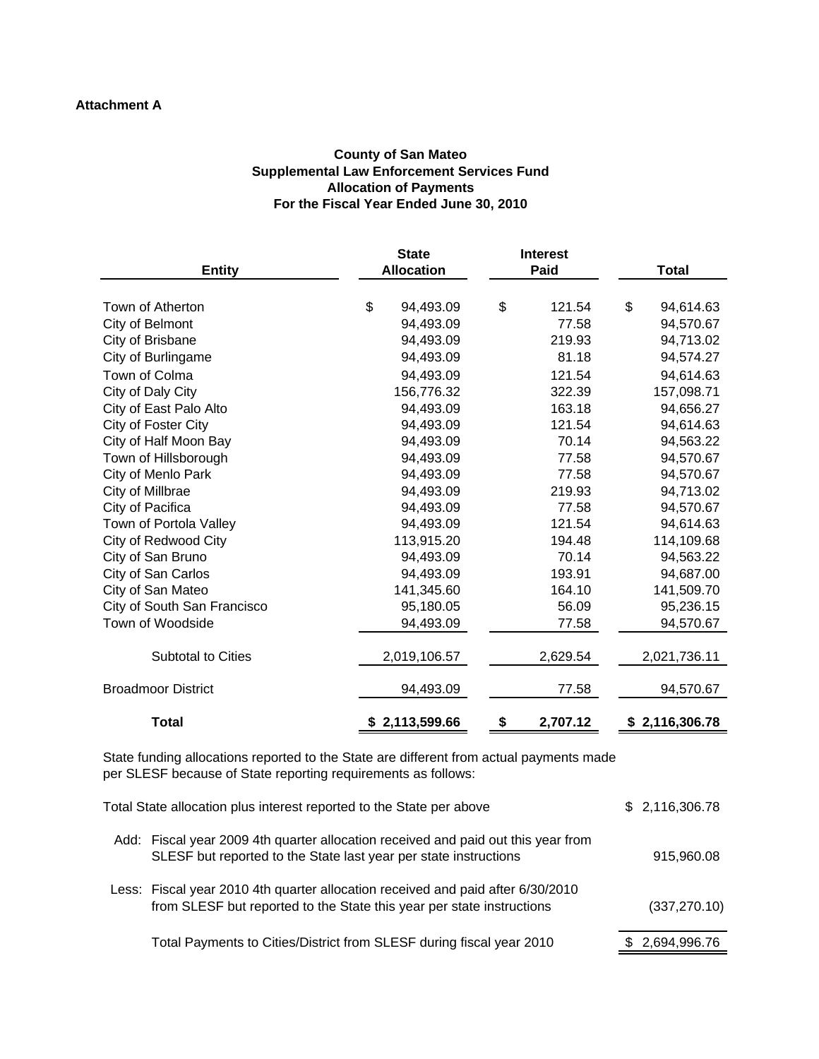**Attachment A**

# County of San Mateo
## Supplemental Law Enforcement Services Fund
## Allocation of Payments
## For the Fiscal Year Ended June 30, 2010

| Entity | State Allocation | Interest Paid | Total |
|---|---|---|---|
| Town of Atherton | $ 94,493.09 | $ 121.54 | $ 94,614.63 |
| City of Belmont | 94,493.09 | 77.58 | 94,570.67 |
| City of Brisbane | 94,493.09 | 219.93 | 94,713.02 |
| City of Burlingame | 94,493.09 | 81.18 | 94,574.27 |
| Town of Colma | 94,493.09 | 121.54 | 94,614.63 |
| City of Daly City | 156,776.32 | 322.39 | 157,098.71 |
| City of East Palo Alto | 94,493.09 | 163.18 | 94,656.27 |
| City of Foster City | 94,493.09 | 121.54 | 94,614.63 |
| City of Half Moon Bay | 94,493.09 | 70.14 | 94,563.22 |
| Town of Hillsborough | 94,493.09 | 77.58 | 94,570.67 |
| City of Menlo Park | 94,493.09 | 77.58 | 94,570.67 |
| City of Millbrae | 94,493.09 | 219.93 | 94,713.02 |
| City of Pacifica | 94,493.09 | 77.58 | 94,570.67 |
| Town of Portola Valley | 94,493.09 | 121.54 | 94,614.63 |
| City of Redwood City | 113,915.20 | 194.48 | 114,109.68 |
| City of San Bruno | 94,493.09 | 70.14 | 94,563.22 |
| City of San Carlos | 94,493.09 | 193.91 | 94,687.00 |
| City of San Mateo | 141,345.60 | 164.10 | 141,509.70 |
| City of South San Francisco | 95,180.05 | 56.09 | 95,236.15 |
| Town of Woodside | 94,493.09 | 77.58 | 94,570.67 |
| Subtotal to Cities | 2,019,106.57 | 2,629.54 | 2,021,736.11 |
| Broadmoor District | 94,493.09 | 77.58 | 94,570.67 |
| **Total** | **$ 2,113,599.66** | **$ 2,707.12** | **$ 2,116,306.78** |

State funding allocations reported to the State are different from actual payments made per SLESF because of State reporting requirements as follows:

| | |
|---|---|
| Total State allocation plus interest reported to the State per above | $ 2,116,306.78 |
| Add: Fiscal year 2009 4th quarter allocation received and paid out this year from SLESF but reported to the State last year per state instructions | 915,960.08 |
| Less: Fiscal year 2010 4th quarter allocation received and paid after 6/30/2010 from SLESF but reported to the State this year per state instructions | (337,270.10) |
| Total Payments to Cities/District from SLESF during fiscal year 2010 | $ 2,694,996.76 |